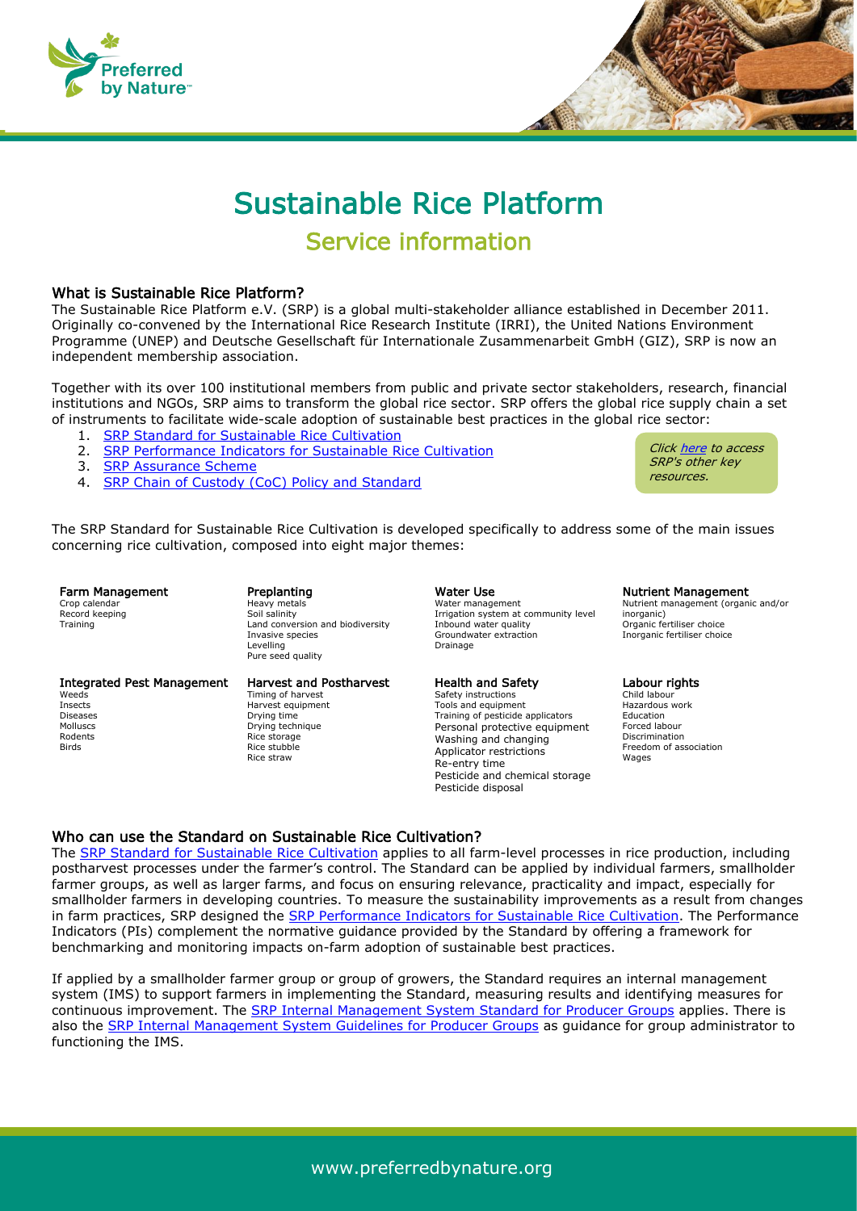# Sustainable Rice Platform

## Service information

### What is Sustainable Rice Platform?

The Sustainable Rice Platform e.V. (SRP) is a global multi-stakeholder alliance established in December 2011. Originally co-convened by the International Rice Research Institute (IRRI), the United Nations Environment Programme (UNEP) and Deutsche Gesellschaft für Internationale Zusammenarbeit GmbH (GIZ), SRP is now an independent membership association.

Together with its over 100 institutional members from public and private sector stakeholders, research, financial institutions and NGOs, SRP aims to transform the global rice sector. SRP offers the global rice supply chain a set of instruments to facilitate wide-scale adoption of sustainable best practices in the global rice sector:

1. SRP Standard for Sustainable Rice Cultivation
2. SRP Performance Indicators for Sustainable Rice Cultivation
3. SRP Assurance Scheme
4. SRP Chain of Custody (CoC) Policy and Standard

*Click here to access SRP's other key resources.*

The SRP Standard for Sustainable Rice Cultivation is developed specifically to address some of the main issues concerning rice cultivation, composed into eight major themes:

**Farm Management**
Crop calendar
Record keeping
Training

**Preplanting**
Heavy metals
Soil salinity
Land conversion and biodiversity
Invasive species
Levelling
Pure seed quality

**Water Use**
Water management
Irrigation system at community level
Inbound water quality
Groundwater extraction
Drainage

**Nutrient Management**
Nutrient management (organic and/or inorganic)
Organic fertiliser choice
Inorganic fertiliser choice

**Integrated Pest Management**
Weeds
Insects
Diseases
Molluscs
Rodents
Birds

**Harvest and Postharvest**
Timing of harvest
Harvest equipment
Drying time
Drying technique
Rice storage
Rice stubble
Rice straw

**Health and Safety**
Safety instructions
Tools and equipment
Training of pesticide applicators
Personal protective equipment
Washing and changing
Applicator restrictions
Re-entry time
Pesticide and chemical storage
Pesticide disposal

**Labour rights**
Child labour
Hazardous work
Education
Forced labour
Discrimination
Freedom of association
Wages

### Who can use the Standard on Sustainable Rice Cultivation?

The SRP Standard for Sustainable Rice Cultivation applies to all farm-level processes in rice production, including postharvest processes under the farmer's control. The Standard can be applied by individual farmers, smallholder farmer groups, as well as larger farms, and focus on ensuring relevance, practicality and impact, especially for smallholder farmers in developing countries. To measure the sustainability improvements as a result from changes in farm practices, SRP designed the SRP Performance Indicators for Sustainable Rice Cultivation. The Performance Indicators (PIs) complement the normative guidance provided by the Standard by offering a framework for benchmarking and monitoring impacts on-farm adoption of sustainable best practices.

If applied by a smallholder farmer group or group of growers, the Standard requires an internal management system (IMS) to support farmers in implementing the Standard, measuring results and identifying measures for continuous improvement. The SRP Internal Management System Standard for Producer Groups applies. There is also the SRP Internal Management System Guidelines for Producer Groups as guidance for group administrator to functioning the IMS.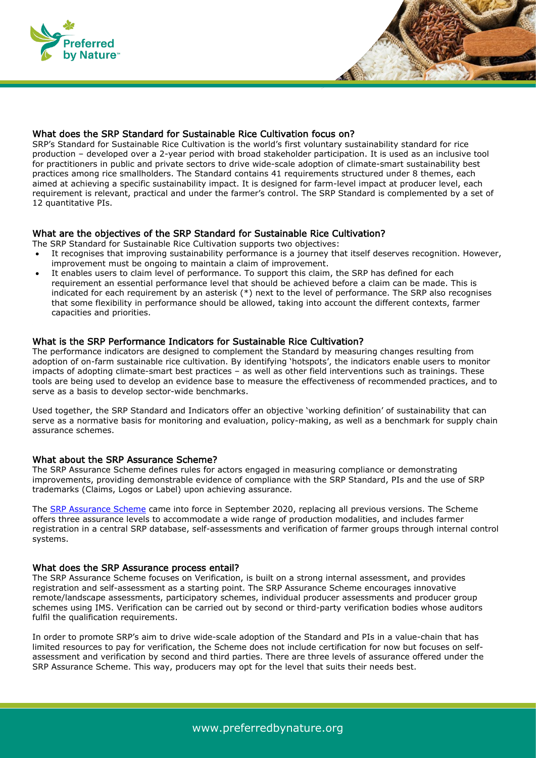### What does the SRP Standard for Sustainable Rice Cultivation focus on?

SRP's Standard for Sustainable Rice Cultivation is the world's first voluntary sustainability standard for rice production – developed over a 2-year period with broad stakeholder participation. It is used as an inclusive tool for practitioners in public and private sectors to drive wide-scale adoption of climate-smart sustainability best practices among rice smallholders. The Standard contains 41 requirements structured under 8 themes, each aimed at achieving a specific sustainability impact. It is designed for farm-level impact at producer level, each requirement is relevant, practical and under the farmer's control. The SRP Standard is complemented by a set of 12 quantitative PIs.

### What are the objectives of the SRP Standard for Sustainable Rice Cultivation?

The SRP Standard for Sustainable Rice Cultivation supports two objectives:

- It recognises that improving sustainability performance is a journey that itself deserves recognition. However, improvement must be ongoing to maintain a claim of improvement.
- It enables users to claim level of performance. To support this claim, the SRP has defined for each requirement an essential performance level that should be achieved before a claim can be made. This is indicated for each requirement by an asterisk (*) next to the level of performance. The SRP also recognises that some flexibility in performance should be allowed, taking into account the different contexts, farmer capacities and priorities.

### What is the SRP Performance Indicators for Sustainable Rice Cultivation?

The performance indicators are designed to complement the Standard by measuring changes resulting from adoption of on-farm sustainable rice cultivation. By identifying 'hotspots', the indicators enable users to monitor impacts of adopting climate-smart best practices – as well as other field interventions such as trainings. These tools are being used to develop an evidence base to measure the effectiveness of recommended practices, and to serve as a basis to develop sector-wide benchmarks.

Used together, the SRP Standard and Indicators offer an objective 'working definition' of sustainability that can serve as a normative basis for monitoring and evaluation, policy-making, as well as a benchmark for supply chain assurance schemes.

### What about the SRP Assurance Scheme?

The SRP Assurance Scheme defines rules for actors engaged in measuring compliance or demonstrating improvements, providing demonstrable evidence of compliance with the SRP Standard, PIs and the use of SRP trademarks (Claims, Logos or Label) upon achieving assurance.

The SRP Assurance Scheme came into force in September 2020, replacing all previous versions. The Scheme offers three assurance levels to accommodate a wide range of production modalities, and includes farmer registration in a central SRP database, self-assessments and verification of farmer groups through internal control systems.

### What does the SRP Assurance process entail?

The SRP Assurance Scheme focuses on Verification, is built on a strong internal assessment, and provides registration and self-assessment as a starting point. The SRP Assurance Scheme encourages innovative remote/landscape assessments, participatory schemes, individual producer assessments and producer group schemes using IMS. Verification can be carried out by second or third-party verification bodies whose auditors fulfil the qualification requirements.

In order to promote SRP's aim to drive wide-scale adoption of the Standard and PIs in a value-chain that has limited resources to pay for verification, the Scheme does not include certification for now but focuses on self-assessment and verification by second and third parties. There are three levels of assurance offered under the SRP Assurance Scheme. This way, producers may opt for the level that suits their needs best.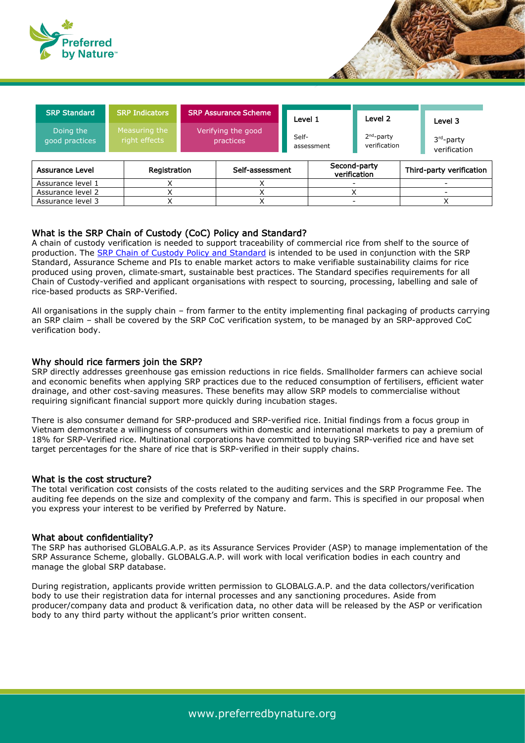| SRP Standard | SRP Indicators | SRP Assurance Scheme | Level 1 | Level 2 | Level 3 |
|---|---|---|---|---|---|
| Doing the good practices | Measuring the right effects | Verifying the good practices | Self-assessment | 2nd-party verification | 3rd-party verification |

| Assurance Level | Registration | Self-assessment | Second-party verification | Third-party verification |
|---|---|---|---|---|
| Assurance level 1 | X | X | - | - |
| Assurance level 2 | X | X | X | - |
| Assurance level 3 | X | X | - | X |

## What is the SRP Chain of Custody (CoC) Policy and Standard?

A chain of custody verification is needed to support traceability of commercial rice from shelf to the source of production. The [SRP Chain of Custody Policy and Standard] is intended to be used in conjunction with the SRP Standard, Assurance Scheme and PIs to enable market actors to make verifiable sustainability claims for rice produced using proven, climate-smart, sustainable best practices. The Standard specifies requirements for all Chain of Custody-verified and applicant organisations with respect to sourcing, processing, labelling and sale of rice-based products as SRP-Verified.

All organisations in the supply chain – from farmer to the entity implementing final packaging of products carrying an SRP claim – shall be covered by the SRP CoC verification system, to be managed by an SRP-approved CoC verification body.

## Why should rice farmers join the SRP?

SRP directly addresses greenhouse gas emission reductions in rice fields. Smallholder farmers can achieve social and economic benefits when applying SRP practices due to the reduced consumption of fertilisers, efficient water drainage, and other cost-saving measures. These benefits may allow SRP models to commercialise without requiring significant financial support more quickly during incubation stages.

There is also consumer demand for SRP-produced and SRP-verified rice. Initial findings from a focus group in Vietnam demonstrate a willingness of consumers within domestic and international markets to pay a premium of 18% for SRP-Verified rice. Multinational corporations have committed to buying SRP-verified rice and have set target percentages for the share of rice that is SRP-verified in their supply chains.

## What is the cost structure?

The total verification cost consists of the costs related to the auditing services and the SRP Programme Fee. The auditing fee depends on the size and complexity of the company and farm. This is specified in our proposal when you express your interest to be verified by Preferred by Nature.

## What about confidentiality?

The SRP has authorised GLOBALG.A.P. as its Assurance Services Provider (ASP) to manage implementation of the SRP Assurance Scheme, globally. GLOBALG.A.P. will work with local verification bodies in each country and manage the global SRP database.

During registration, applicants provide written permission to GLOBALG.A.P. and the data collectors/verification body to use their registration data for internal processes and any sanctioning procedures. Aside from producer/company data and product & verification data, no other data will be released by the ASP or verification body to any third party without the applicant's prior written consent.